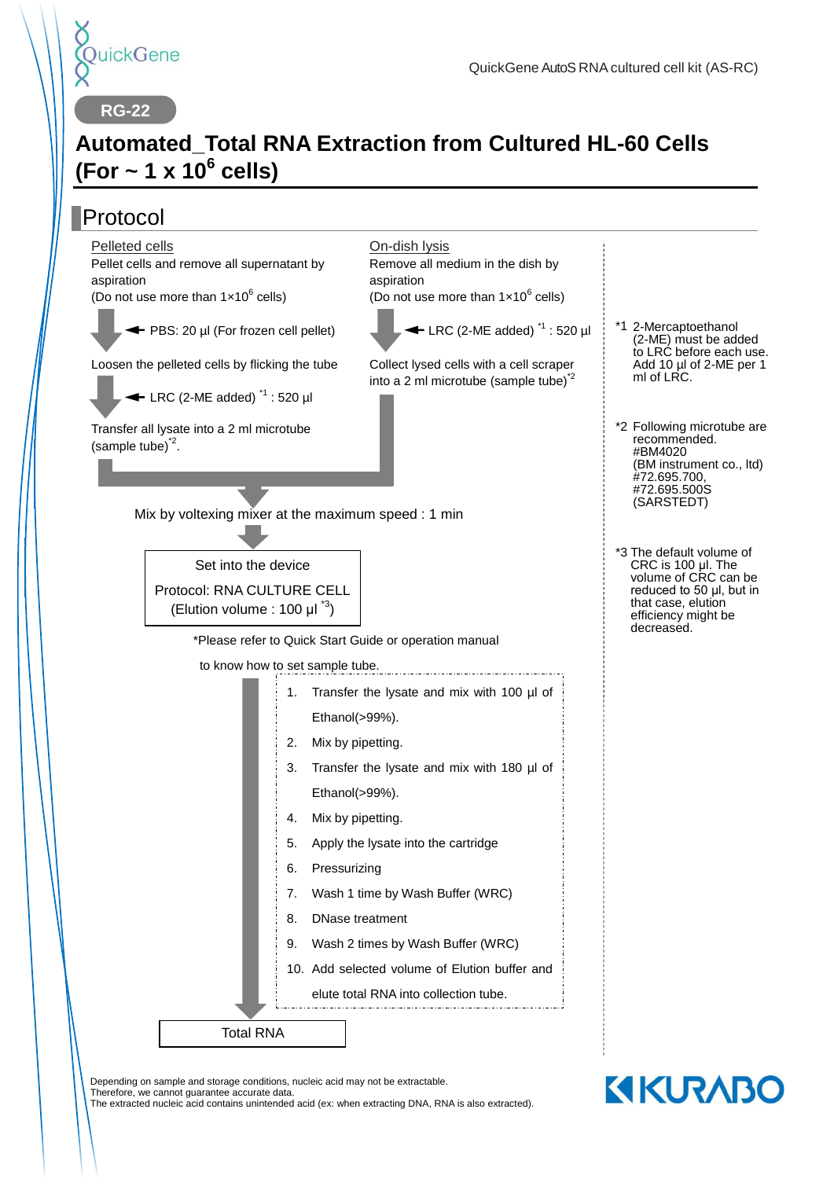QuickGene

QuickGene AutoS RNA cultured cell kit (AS-RC)

RG-22

# Automated_Total RNA Extraction from Cultured HL-60 Cells (For ~ 1 x $10^6$ cells)

## Protocol

**Pelleted cells**

Pellet cells and remove all supernatant by aspiration

(Do not use more than 1×$10^6$ cells)

← PBS: 20 µl (For frozen cell pellet)

Loosen the pelleted cells by flicking the tube

← LRC (2-ME added) [*1] : 520 µl

Transfer all lysate into a 2 ml microtube (sample tube)[*2].

**On-dish lysis**

Remove all medium in the dish by aspiration

(Do not use more than 1×$10^6$ cells)

← LRC (2-ME added) [*1] : 520 µl

Collect lysed cells with a cell scraper into a 2 ml microtube (sample tube)[*2]

Mix by voltexing mixer at the maximum speed : 1 min

Set into the device

Protocol: RNA CULTURE CELL

(Elution volume : 100 µl [*3])

*Please refer to Quick Start Guide or operation manual to know how to set sample tube.

1. Transfer the lysate and mix with 100 µl of Ethanol(>99%).
2. Mix by pipetting.
3. Transfer the lysate and mix with 180 µl of Ethanol(>99%).
4. Mix by pipetting.
5. Apply the lysate into the cartridge
6. Pressurizing
7. Wash 1 time by Wash Buffer (WRC)
8. DNase treatment
9. Wash 2 times by Wash Buffer (WRC)
10. Add selected volume of Elution buffer and elute total RNA into collection tube.

Total RNA

*1 2-Mercaptoethanol (2-ME) must be added to LRC before each use. Add 10 µl of 2-ME per 1 ml of LRC.

*2 Following microtube are recommended. #BM4020 (BM instrument co., ltd) #72.695.700, #72.695.500S (SARSTEDT)

*3 The default volume of CRC is 100 µl. The volume of CRC can be reduced to 50 µl, but in that case, elution efficiency might be decreased.

Depending on sample and storage conditions, nucleic acid may not be extractable.
Therefore, we cannot guarantee accurate data.
The extracted nucleic acid contains unintended acid (ex: when extracting DNA, RNA is also extracted).

KURABO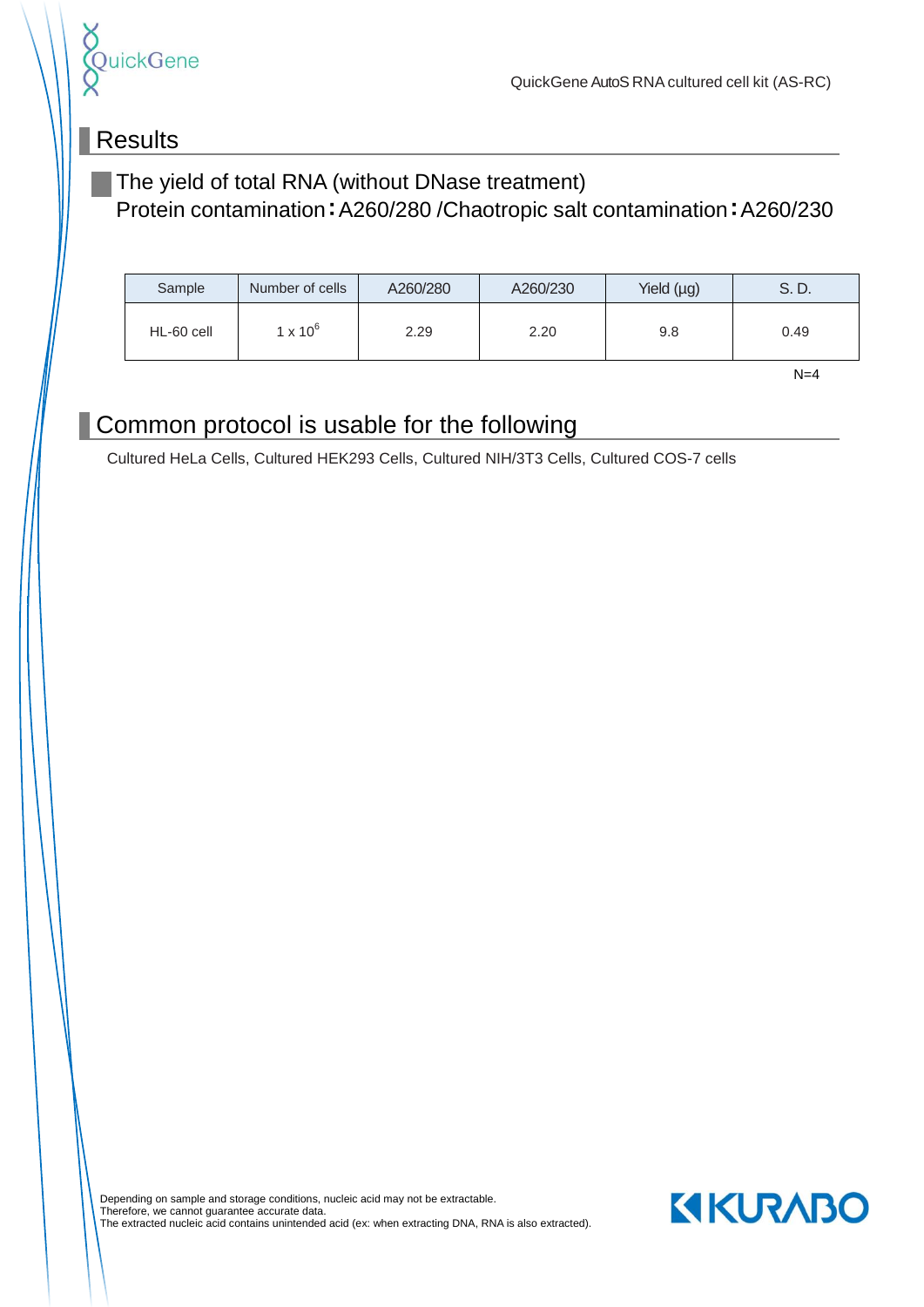# Results

## The yield of total RNA (without DNase treatment)

Protein contamination：A260/280 /Chaotropic salt contamination：A260/230

| Sample | Number of cells | A260/280 | A260/230 | Yield (µg) | S. D. |
|---|---|---|---|---|---|
| HL-60 cell | $1 \times 10^6$ | 2.29 | 2.20 | 9.8 | 0.49 |

N=4

# Common protocol is usable for the following

Cultured HeLa Cells, Cultured HEK293 Cells, Cultured NIH/3T3 Cells, Cultured COS-7 cells

Depending on sample and storage conditions, nucleic acid may not be extractable.
Therefore, we cannot guarantee accurate data.
The extracted nucleic acid contains unintended acid (ex: when extracting DNA, RNA is also extracted).